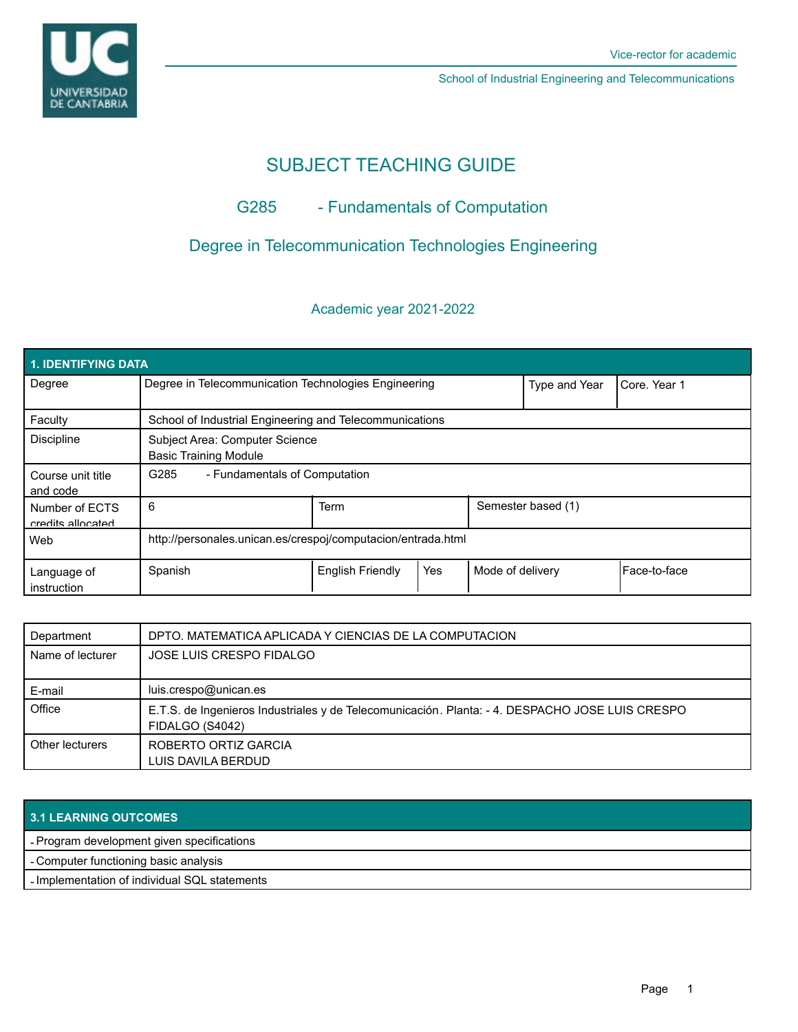Vice-rector for academic

School of Industrial Engineering and Telecommunications

# SUBJECT TEACHING GUIDE

## G285 - Fundamentals of Computation

## Degree in Telecommunication Technologies Engineering

### Academic year 2021-2022

| 1. IDENTIFYING DATA | | | | | |
|---|---|---|---|---|---|
| Degree | Degree in Telecommunication Technologies Engineering | | | Type and Year | Core. Year 1 |
| Faculty | School of Industrial Engineering and Telecommunications | | | | |
| Discipline | Subject Area: Computer Science<br>Basic Training Module | | | | |
| Course unit title and code | G285 - Fundamentals of Computation | | | | |
| Number of ECTS credits allocated | 6 | Term | | Semester based (1) | |
| Web | http://personales.unican.es/crespoj/computacion/entrada.html | | | | |
| Language of instruction | Spanish | English Friendly | Yes | Mode of delivery | Face-to-face |

| Department | DPTO. MATEMATICA APLICADA Y CIENCIAS DE LA COMPUTACION |
|---|---|
| Name of lecturer | JOSE LUIS CRESPO FIDALGO |
| E-mail | luis.crespo@unican.es |
| Office | E.T.S. de Ingenieros Industriales y de Telecomunicación. Planta: - 4. DESPACHO JOSE LUIS CRESPO FIDALGO (S4042) |
| Other lecturers | ROBERTO ORTIZ GARCIA<br>LUIS DAVILA BERDUD |

| 3.1 LEARNING OUTCOMES |
|---|
| - Program development given specifications |
| - Computer functioning basic analysis |
| - Implementation of individual SQL statements |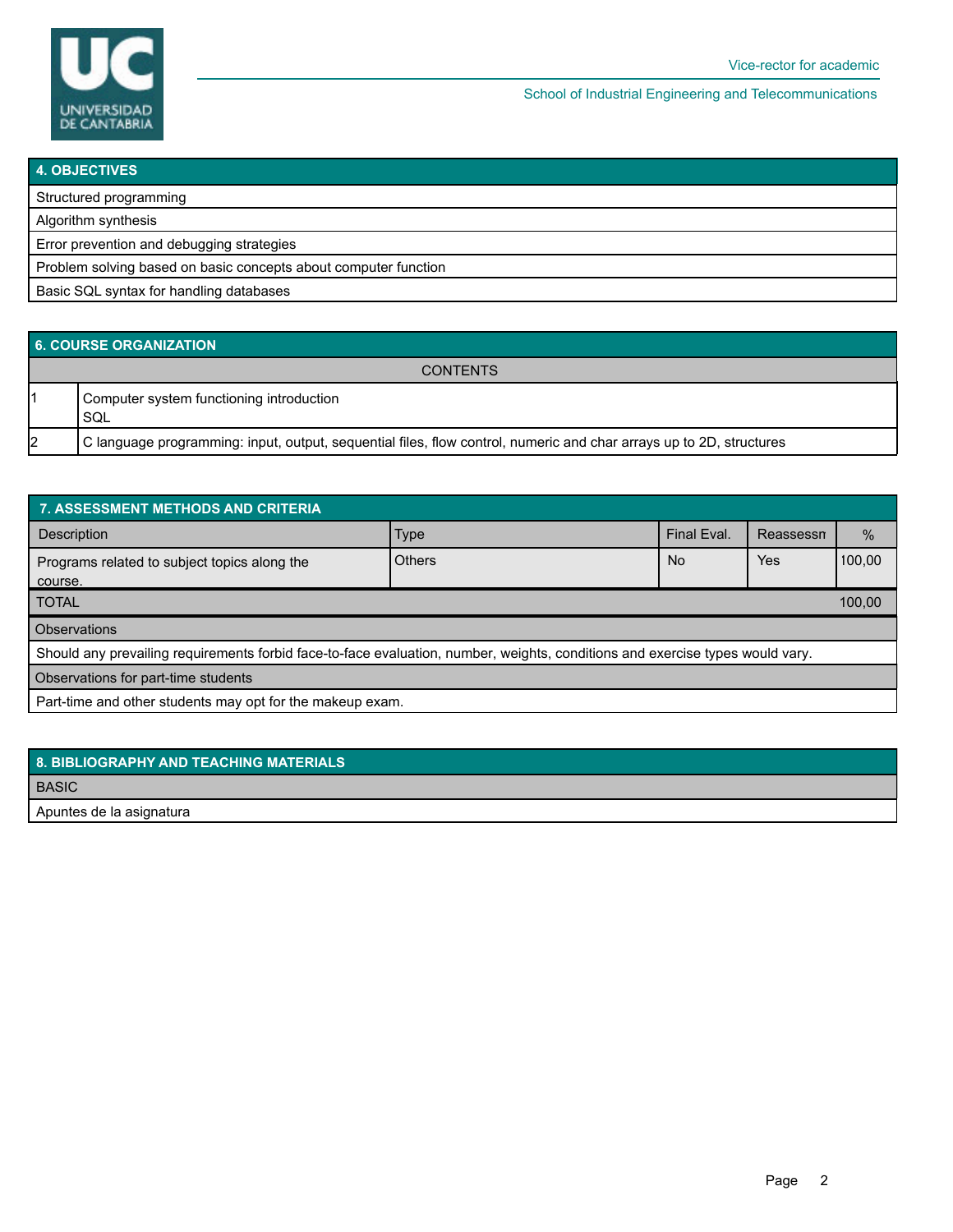## 4. OBJECTIVES

| |
|---|
| Structured programming |
| Algorithm synthesis |
| Error prevention and debugging strategies |
| Problem solving based on basic concepts about computer function |
| Basic SQL syntax for handling databases |

## 6. COURSE ORGANIZATION

| | CONTENTS |
|---|---|
| 1 | Computer system functioning introduction<br>SQL |
| 2 | C language programming: input, output, sequential files, flow control, numeric and char arrays up to 2D, structures |

## 7. ASSESSMENT METHODS AND CRITERIA

| Description | Type | Final Eval. | Reassessn | % |
|---|---|---|---|---|
| Programs related to subject topics along the course. | Others | No | Yes | 100,00 |
| TOTAL | | | | 100,00 |

**Observations**

Should any prevailing requirements forbid face-to-face evaluation, number, weights, conditions and exercise types would vary.

**Observations for part-time students**

Part-time and other students may opt for the makeup exam.

## 8. BIBLIOGRAPHY AND TEACHING MATERIALS

**BASIC**

Apuntes de la asignatura